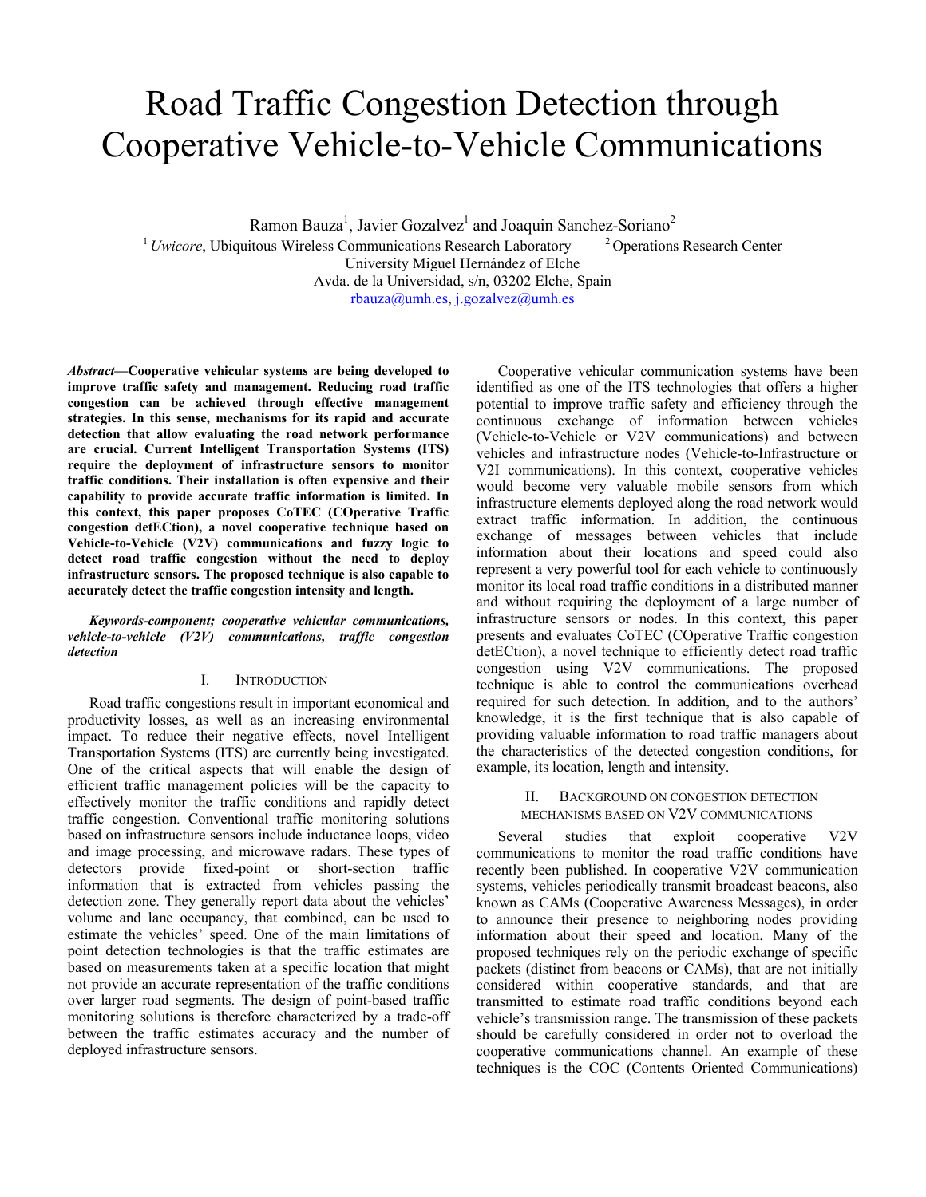# Road Traffic Congestion Detection through Cooperative Vehicle-to-Vehicle Communications

Ramon Bauza[1], Javier Gozalvez[1] and Joaquin Sanchez-Soriano[2]

[1] *Uwicore*, Ubiquitous Wireless Communications Research Laboratory [2] Operations Research Center

University Miguel Hernández of Elche

Avda. de la Universidad, s/n, 03202 Elche, Spain

rbauza@umh.es, j.gozalvez@umh.es

***Abstract*—Cooperative vehicular systems are being developed to improve traffic safety and management. Reducing road traffic congestion can be achieved through effective management strategies. In this sense, mechanisms for its rapid and accurate detection that allow evaluating the road network performance are crucial. Current Intelligent Transportation Systems (ITS) require the deployment of infrastructure sensors to monitor traffic conditions. Their installation is often expensive and their capability to provide accurate traffic information is limited. In this context, this paper proposes CoTEC (COperative Traffic congestion detECtion), a novel cooperative technique based on Vehicle-to-Vehicle (V2V) communications and fuzzy logic to detect road traffic congestion without the need to deploy infrastructure sensors. The proposed technique is also capable to accurately detect the traffic congestion intensity and length.**

***Keywords-component; cooperative vehicular communications, vehicle-to-vehicle (V2V) communications, traffic congestion detection***

## I. Introduction

Road traffic congestions result in important economical and productivity losses, as well as an increasing environmental impact. To reduce their negative effects, novel Intelligent Transportation Systems (ITS) are currently being investigated. One of the critical aspects that will enable the design of efficient traffic management policies will be the capacity to effectively monitor the traffic conditions and rapidly detect traffic congestion. Conventional traffic monitoring solutions based on infrastructure sensors include inductance loops, video and image processing, and microwave radars. These types of detectors provide fixed-point or short-section traffic information that is extracted from vehicles passing the detection zone. They generally report data about the vehicles' volume and lane occupancy, that combined, can be used to estimate the vehicles' speed. One of the main limitations of point detection technologies is that the traffic estimates are based on measurements taken at a specific location that might not provide an accurate representation of the traffic conditions over larger road segments. The design of point-based traffic monitoring solutions is therefore characterized by a trade-off between the traffic estimates accuracy and the number of deployed infrastructure sensors.

Cooperative vehicular communication systems have been identified as one of the ITS technologies that offers a higher potential to improve traffic safety and efficiency through the continuous exchange of information between vehicles (Vehicle-to-Vehicle or V2V communications) and between vehicles and infrastructure nodes (Vehicle-to-Infrastructure or V2I communications). In this context, cooperative vehicles would become very valuable mobile sensors from which infrastructure elements deployed along the road network would extract traffic information. In addition, the continuous exchange of messages between vehicles that include information about their locations and speed could also represent a very powerful tool for each vehicle to continuously monitor its local road traffic conditions in a distributed manner and without requiring the deployment of a large number of infrastructure sensors or nodes. In this context, this paper presents and evaluates CoTEC (COperative Traffic congestion detECtion), a novel technique to efficiently detect road traffic congestion using V2V communications. The proposed technique is able to control the communications overhead required for such detection. In addition, and to the authors' knowledge, it is the first technique that is also capable of providing valuable information to road traffic managers about the characteristics of the detected congestion conditions, for example, its location, length and intensity.

## II. Background on Congestion Detection Mechanisms Based on V2V Communications

Several studies that exploit cooperative V2V communications to monitor the road traffic conditions have recently been published. In cooperative V2V communication systems, vehicles periodically transmit broadcast beacons, also known as CAMs (Cooperative Awareness Messages), in order to announce their presence to neighboring nodes providing information about their speed and location. Many of the proposed techniques rely on the periodic exchange of specific packets (distinct from beacons or CAMs), that are not initially considered within cooperative standards, and that are transmitted to estimate road traffic conditions beyond each vehicle's transmission range. The transmission of these packets should be carefully considered in order not to overload the cooperative communications channel. An example of these techniques is the COC (Contents Oriented Communications)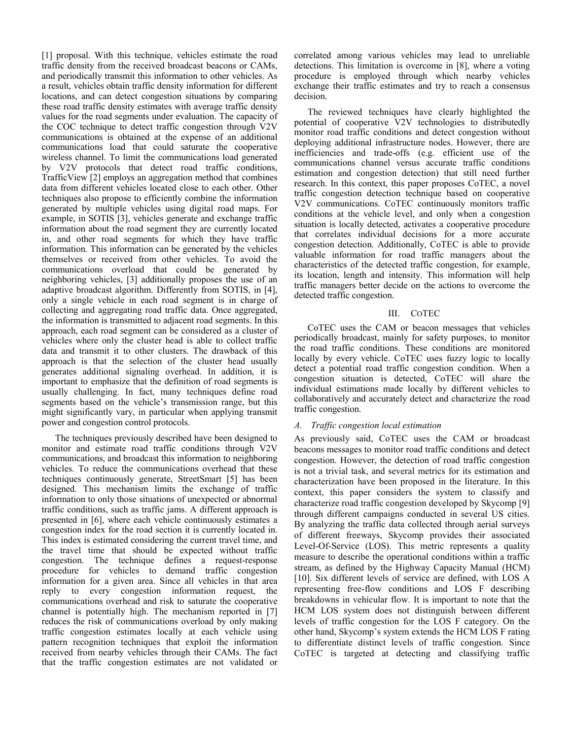[1] proposal. With this technique, vehicles estimate the road traffic density from the received broadcast beacons or CAMs, and periodically transmit this information to other vehicles. As a result, vehicles obtain traffic density information for different locations, and can detect congestion situations by comparing these road traffic density estimates with average traffic density values for the road segments under evaluation. The capacity of the COC technique to detect traffic congestion through V2V communications is obtained at the expense of an additional communications load that could saturate the cooperative wireless channel. To limit the communications load generated by V2V protocols that detect road traffic conditions, TrafficView [2] employs an aggregation method that combines data from different vehicles located close to each other. Other techniques also propose to efficiently combine the information generated by multiple vehicles using digital road maps. For example, in SOTIS [3], vehicles generate and exchange traffic information about the road segment they are currently located in, and other road segments for which they have traffic information. This information can be generated by the vehicles themselves or received from other vehicles. To avoid the communications overload that could be generated by neighboring vehicles, [3] additionally proposes the use of an adaptive broadcast algorithm. Differently from SOTIS, in [4], only a single vehicle in each road segment is in charge of collecting and aggregating road traffic data. Once aggregated, the information is transmitted to adjacent road segments. In this approach, each road segment can be considered as a cluster of vehicles where only the cluster head is able to collect traffic data and transmit it to other clusters. The drawback of this approach is that the selection of the cluster head usually generates additional signaling overhead. In addition, it is important to emphasize that the definition of road segments is usually challenging. In fact, many techniques define road segments based on the vehicle's transmission range, but this might significantly vary, in particular when applying transmit power and congestion control protocols.

The techniques previously described have been designed to monitor and estimate road traffic conditions through V2V communications, and broadcast this information to neighboring vehicles. To reduce the communications overhead that these techniques continuously generate, StreetSmart [5] has been designed. This mechanism limits the exchange of traffic information to only those situations of unexpected or abnormal traffic conditions, such as traffic jams. A different approach is presented in [6], where each vehicle continuously estimates a congestion index for the road section it is currently located in. This index is estimated considering the current travel time, and the travel time that should be expected without traffic congestion. The technique defines a request-response procedure for vehicles to demand traffic congestion information for a given area. Since all vehicles in that area reply to every congestion information request, the communications overhead and risk to saturate the cooperative channel is potentially high. The mechanism reported in [7] reduces the risk of communications overload by only making traffic congestion estimates locally at each vehicle using pattern recognition techniques that exploit the information received from nearby vehicles through their CAMs. The fact that the traffic congestion estimates are not validated or correlated among various vehicles may lead to unreliable detections. This limitation is overcome in [8], where a voting procedure is employed through which nearby vehicles exchange their traffic estimates and try to reach a consensus decision.

The reviewed techniques have clearly highlighted the potential of cooperative V2V technologies to distributedly monitor road traffic conditions and detect congestion without deploying additional infrastructure nodes. However, there are inefficiencies and trade-offs (e.g. efficient use of the communications channel versus accurate traffic conditions estimation and congestion detection) that still need further research. In this context, this paper proposes CoTEC, a novel traffic congestion detection technique based on cooperative V2V communications. CoTEC continuously monitors traffic conditions at the vehicle level, and only when a congestion situation is locally detected, activates a cooperative procedure that correlates individual decisions for a more accurate congestion detection. Additionally, CoTEC is able to provide valuable information for road traffic managers about the characteristics of the detected traffic congestion, for example, its location, length and intensity. This information will help traffic managers better decide on the actions to overcome the detected traffic congestion.

## III. CoTEC

CoTEC uses the CAM or beacon messages that vehicles periodically broadcast, mainly for safety purposes, to monitor the road traffic conditions. These conditions are monitored locally by every vehicle. CoTEC uses fuzzy logic to locally detect a potential road traffic congestion condition. When a congestion situation is detected, CoTEC will share the individual estimations made locally by different vehicles to collaboratively and accurately detect and characterize the road traffic congestion.

### *A. Traffic congestion local estimation*

As previously said, CoTEC uses the CAM or broadcast beacons messages to monitor road traffic conditions and detect congestion. However, the detection of road traffic congestion is not a trivial task, and several metrics for its estimation and characterization have been proposed in the literature. In this context, this paper considers the system to classify and characterize road traffic congestion developed by Skycomp [9] through different campaigns conducted in several US cities. By analyzing the traffic data collected through aerial surveys of different freeways, Skycomp provides their associated Level-Of-Service (LOS). This metric represents a quality measure to describe the operational conditions within a traffic stream, as defined by the Highway Capacity Manual (HCM) [10]. Six different levels of service are defined, with LOS A representing free-flow conditions and LOS F describing breakdowns in vehicular flow. It is important to note that the HCM LOS system does not distinguish between different levels of traffic congestion for the LOS F category. On the other hand, Skycomp's system extends the HCM LOS F rating to differentiate distinct levels of traffic congestion. Since CoTEC is targeted at detecting and classifying traffic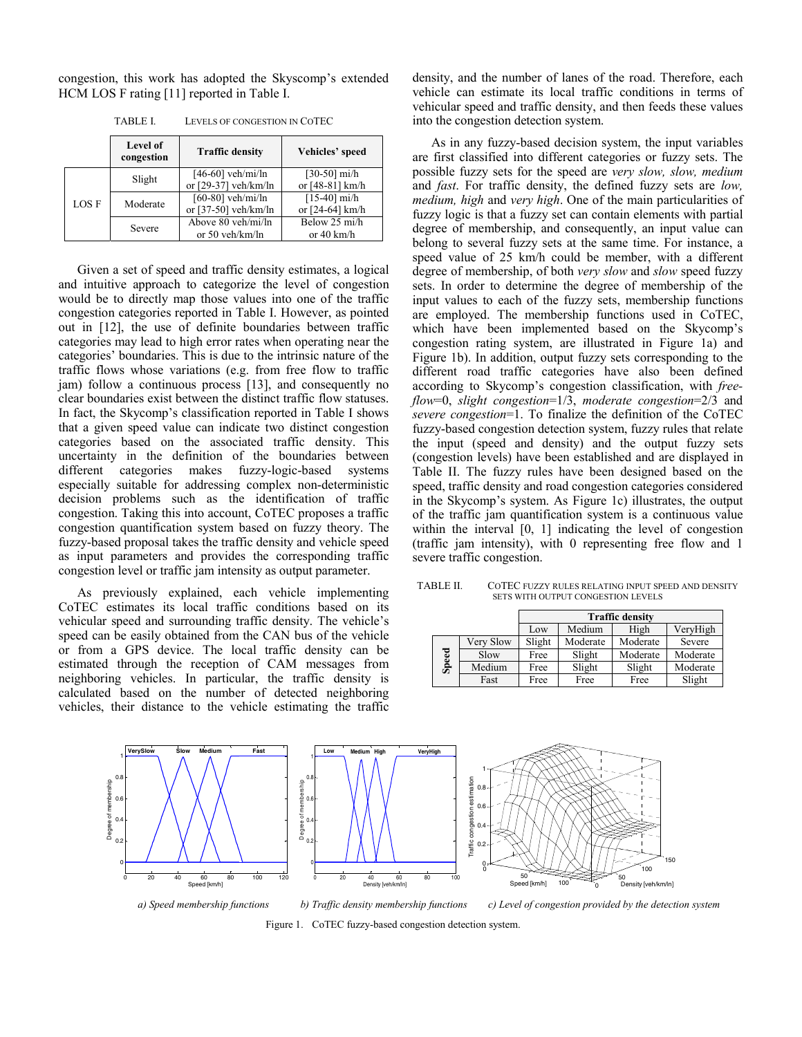congestion, this work has adopted the Skyscomp's extended HCM LOS F rating [11] reported in Table I.

TABLE I. LEVELS OF CONGESTION IN CoTEC

| | Level of congestion | Traffic density | Vehicles' speed |
|---|---|---|---|
| LOS F | Slight | [46-60] veh/mi/ln or [29-37] veh/km/ln | [30-50] mi/h or [48-81] km/h |
| | Moderate | [60-80] veh/mi/ln or [37-50] veh/km/ln | [15-40] mi/h or [24-64] km/h |
| | Severe | Above 80 veh/mi/ln or 50 veh/km/ln | Below 25 mi/h or 40 km/h |

Given a set of speed and traffic density estimates, a logical and intuitive approach to categorize the level of congestion would be to directly map those values into one of the traffic congestion categories reported in Table I. However, as pointed out in [12], the use of definite boundaries between traffic categories may lead to high error rates when operating near the categories' boundaries. This is due to the intrinsic nature of the traffic flows whose variations (e.g. from free flow to traffic jam) follow a continuous process [13], and consequently no clear boundaries exist between the distinct traffic flow statuses. In fact, the Skycomp's classification reported in Table I shows that a given speed value can indicate two distinct congestion categories based on the associated traffic density. This uncertainty in the definition of the boundaries between different categories makes fuzzy-logic-based systems especially suitable for addressing complex non-deterministic decision problems such as the identification of traffic congestion. Taking this into account, CoTEC proposes a traffic congestion quantification system based on fuzzy theory. The fuzzy-based proposal takes the traffic density and vehicle speed as input parameters and provides the corresponding traffic congestion level or traffic jam intensity as output parameter.

As previously explained, each vehicle implementing CoTEC estimates its local traffic conditions based on its vehicular speed and surrounding traffic density. The vehicle's speed can be easily obtained from the CAN bus of the vehicle or from a GPS device. The local traffic density can be estimated through the reception of CAM messages from neighboring vehicles. In particular, the traffic density is calculated based on the number of detected neighboring vehicles, their distance to the vehicle estimating the traffic density, and the number of lanes of the road. Therefore, each vehicle can estimate its local traffic conditions in terms of vehicular speed and traffic density, and then feeds these values into the congestion detection system.

As in any fuzzy-based decision system, the input variables are first classified into different categories or fuzzy sets. The possible fuzzy sets for the speed are *very slow, slow, medium* and *fast*. For traffic density, the defined fuzzy sets are *low, medium, high* and *very high*. One of the main particularities of fuzzy logic is that a fuzzy set can contain elements with partial degree of membership, and consequently, an input value can belong to several fuzzy sets at the same time. For instance, a speed value of 25 km/h could be member, with a different degree of membership, of both *very slow* and *slow* speed fuzzy sets. In order to determine the degree of membership of the input values to each of the fuzzy sets, membership functions are employed. The membership functions used in CoTEC, which have been implemented based on the Skycomp's congestion rating system, are illustrated in Figure 1a) and Figure 1b). In addition, output fuzzy sets corresponding to the different road traffic categories have also been defined according to Skycomp's congestion classification, with *free-flow*=0, *slight congestion*=1/3, *moderate congestion*=2/3 and *severe congestion*=1. To finalize the definition of the CoTEC fuzzy-based congestion detection system, fuzzy rules that relate the input (speed and density) and the output fuzzy sets (congestion levels) have been established and are displayed in Table II. The fuzzy rules have been designed based on the speed, traffic density and road congestion categories considered in the Skycomp's system. As Figure 1c) illustrates, the output of the traffic jam quantification system is a continuous value within the interval [0, 1] indicating the level of congestion (traffic jam intensity), with 0 representing free flow and 1 severe traffic congestion.

TABLE II. CoTEC FUZZY RULES RELATING INPUT SPEED AND DENSITY SETS WITH OUTPUT CONGESTION LEVELS

| | | Traffic density | | | |
|---|---|---|---|---|---|
| | | Low | Medium | High | VeryHigh |
| Speed | Very Slow | Slight | Moderate | Moderate | Severe |
| | Slow | Free | Slight | Moderate | Moderate |
| | Medium | Free | Slight | Slight | Moderate |
| | Fast | Free | Free | Free | Slight |

*a) Speed membership functions* *b) Traffic density membership functions* *c) Level of congestion provided by the detection system*

Figure 1. CoTEC fuzzy-based congestion detection system.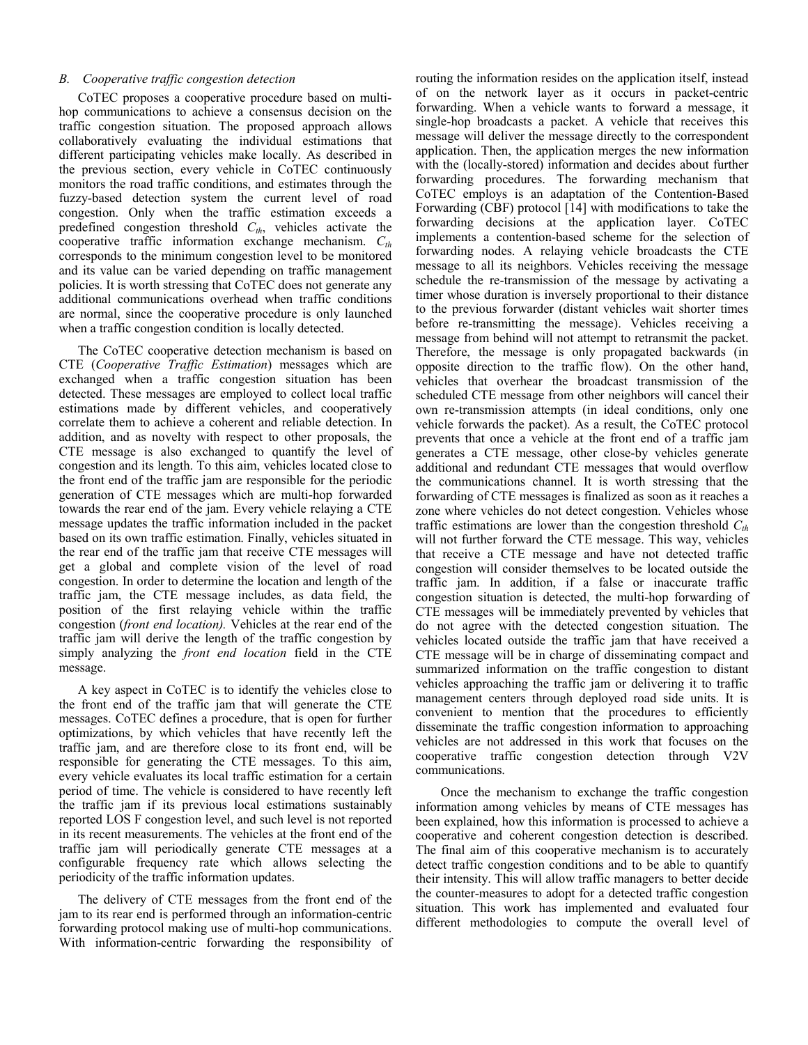### B. Cooperative traffic congestion detection

CoTEC proposes a cooperative procedure based on multi-hop communications to achieve a consensus decision on the traffic congestion situation. The proposed approach allows collaboratively evaluating the individual estimations that different participating vehicles make locally. As described in the previous section, every vehicle in CoTEC continuously monitors the road traffic conditions, and estimates through the fuzzy-based detection system the current level of road congestion. Only when the traffic estimation exceeds a predefined congestion threshold $C_{th}$, vehicles activate the cooperative traffic information exchange mechanism. $C_{th}$ corresponds to the minimum congestion level to be monitored and its value can be varied depending on traffic management policies. It is worth stressing that CoTEC does not generate any additional communications overhead when traffic conditions are normal, since the cooperative procedure is only launched when a traffic congestion condition is locally detected.

The CoTEC cooperative detection mechanism is based on CTE (*Cooperative Traffic Estimation*) messages which are exchanged when a traffic congestion situation has been detected. These messages are employed to collect local traffic estimations made by different vehicles, and cooperatively correlate them to achieve a coherent and reliable detection. In addition, and as novelty with respect to other proposals, the CTE message is also exchanged to quantify the level of congestion and its length. To this aim, vehicles located close to the front end of the traffic jam are responsible for the periodic generation of CTE messages which are multi-hop forwarded towards the rear end of the jam. Every vehicle relaying a CTE message updates the traffic information included in the packet based on its own traffic estimation. Finally, vehicles situated in the rear end of the traffic jam that receive CTE messages will get a global and complete vision of the level of road congestion. In order to determine the location and length of the traffic jam, the CTE message includes, as data field, the position of the first relaying vehicle within the traffic congestion (*front end location).* Vehicles at the rear end of the traffic jam will derive the length of the traffic congestion by simply analyzing the *front end location* field in the CTE message.

A key aspect in CoTEC is to identify the vehicles close to the front end of the traffic jam that will generate the CTE messages. CoTEC defines a procedure, that is open for further optimizations, by which vehicles that have recently left the traffic jam, and are therefore close to its front end, will be responsible for generating the CTE messages. To this aim, every vehicle evaluates its local traffic estimation for a certain period of time. The vehicle is considered to have recently left the traffic jam if its previous local estimations sustainably reported LOS F congestion level, and such level is not reported in its recent measurements. The vehicles at the front end of the traffic jam will periodically generate CTE messages at a configurable frequency rate which allows selecting the periodicity of the traffic information updates.

The delivery of CTE messages from the front end of the jam to its rear end is performed through an information-centric forwarding protocol making use of multi-hop communications. With information-centric forwarding the responsibility of routing the information resides on the application itself, instead of on the network layer as it occurs in packet-centric forwarding. When a vehicle wants to forward a message, it single-hop broadcasts a packet. A vehicle that receives this message will deliver the message directly to the correspondent application. Then, the application merges the new information with the (locally-stored) information and decides about further forwarding procedures. The forwarding mechanism that CoTEC employs is an adaptation of the Contention-Based Forwarding (CBF) protocol [14] with modifications to take the forwarding decisions at the application layer. CoTEC implements a contention-based scheme for the selection of forwarding nodes. A relaying vehicle broadcasts the CTE message to all its neighbors. Vehicles receiving the message schedule the re-transmission of the message by activating a timer whose duration is inversely proportional to their distance to the previous forwarder (distant vehicles wait shorter times before re-transmitting the message). Vehicles receiving a message from behind will not attempt to retransmit the packet. Therefore, the message is only propagated backwards (in opposite direction to the traffic flow). On the other hand, vehicles that overhear the broadcast transmission of the scheduled CTE message from other neighbors will cancel their own re-transmission attempts (in ideal conditions, only one vehicle forwards the packet). As a result, the CoTEC protocol prevents that once a vehicle at the front end of a traffic jam generates a CTE message, other close-by vehicles generate additional and redundant CTE messages that would overflow the communications channel. It is worth stressing that the forwarding of CTE messages is finalized as soon as it reaches a zone where vehicles do not detect congestion. Vehicles whose traffic estimations are lower than the congestion threshold $C_{th}$ will not further forward the CTE message. This way, vehicles that receive a CTE message and have not detected traffic congestion will consider themselves to be located outside the traffic jam. In addition, if a false or inaccurate traffic congestion situation is detected, the multi-hop forwarding of CTE messages will be immediately prevented by vehicles that do not agree with the detected congestion situation. The vehicles located outside the traffic jam that have received a CTE message will be in charge of disseminating compact and summarized information on the traffic congestion to distant vehicles approaching the traffic jam or delivering it to traffic management centers through deployed road side units. It is convenient to mention that the procedures to efficiently disseminate the traffic congestion information to approaching vehicles are not addressed in this work that focuses on the cooperative traffic congestion detection through V2V communications.

Once the mechanism to exchange the traffic congestion information among vehicles by means of CTE messages has been explained, how this information is processed to achieve a cooperative and coherent congestion detection is described. The final aim of this cooperative mechanism is to accurately detect traffic congestion conditions and to be able to quantify their intensity. This will allow traffic managers to better decide the counter-measures to adopt for a detected traffic congestion situation. This work has implemented and evaluated four different methodologies to compute the overall level of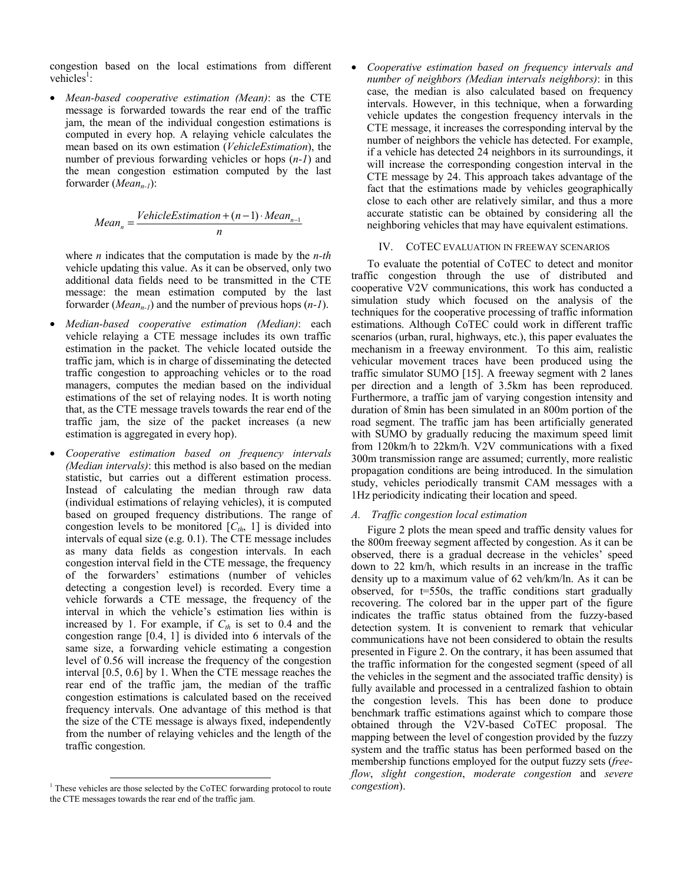congestion based on the local estimations from different vehicles[1]:

- *Mean-based cooperative estimation (Mean)*: as the CTE message is forwarded towards the rear end of the traffic jam, the mean of the individual congestion estimations is computed in every hop. A relaying vehicle calculates the mean based on its own estimation (*VehicleEstimation*), the number of previous forwarding vehicles or hops ($n$-$1$) and the mean congestion estimation computed by the last forwarder ($Mean_{n-1}$):

$$Mean_n = \frac{VehicleEstimation + (n-1) \cdot Mean_{n-1}}{n}$$

  where $n$ indicates that the computation is made by the $n$-$th$ vehicle updating this value. As it can be observed, only two additional data fields need to be transmitted in the CTE message: the mean estimation computed by the last forwarder ($Mean_{n-1}$) and the number of previous hops ($n$-$1$).

- *Median-based cooperative estimation (Median)*: each vehicle relaying a CTE message includes its own traffic estimation in the packet. The vehicle located outside the traffic jam, which is in charge of disseminating the detected traffic congestion to approaching vehicles or to the road managers, computes the median based on the individual estimations of the set of relaying nodes. It is worth noting that, as the CTE message travels towards the rear end of the traffic jam, the size of the packet increases (a new estimation is aggregated in every hop).

- *Cooperative estimation based on frequency intervals (Median intervals)*: this method is also based on the median statistic, but carries out a different estimation process. Instead of calculating the median through raw data (individual estimations of relaying vehicles), it is computed based on grouped frequency distributions. The range of congestion levels to be monitored [$C_{th}$, 1] is divided into intervals of equal size (e.g. 0.1). The CTE message includes as many data fields as congestion intervals. In each congestion interval field in the CTE message, the frequency of the forwarders' estimations (number of vehicles detecting a congestion level) is recorded. Every time a vehicle forwards a CTE message, the frequency of the interval in which the vehicle's estimation lies within is increased by 1. For example, if $C_{th}$ is set to 0.4 and the congestion range [0.4, 1] is divided into 6 intervals of the same size, a forwarding vehicle estimating a congestion level of 0.56 will increase the frequency of the congestion interval [0.5, 0.6] by 1. When the CTE message reaches the rear end of the traffic jam, the median of the traffic congestion estimations is calculated based on the received frequency intervals. One advantage of this method is that the size of the CTE message is always fixed, independently from the number of relaying vehicles and the length of the traffic congestion.

- *Cooperative estimation based on frequency intervals and number of neighbors (Median intervals neighbors)*: in this case, the median is also calculated based on frequency intervals. However, in this technique, when a forwarding vehicle updates the congestion frequency intervals in the CTE message, it increases the corresponding interval by the number of neighbors the vehicle has detected. For example, if a vehicle has detected 24 neighbors in its surroundings, it will increase the corresponding congestion interval in the CTE message by 24. This approach takes advantage of the fact that the estimations made by vehicles geographically close to each other are relatively similar, and thus a more accurate statistic can be obtained by considering all the neighboring vehicles that may have equivalent estimations.

[1] These vehicles are those selected by the CoTEC forwarding protocol to route the CTE messages towards the rear end of the traffic jam.

## IV. CoTEC EVALUATION IN FREEWAY SCENARIOS

To evaluate the potential of CoTEC to detect and monitor traffic congestion through the use of distributed and cooperative V2V communications, this work has conducted a simulation study which focused on the analysis of the techniques for the cooperative processing of traffic information estimations. Although CoTEC could work in different traffic scenarios (urban, rural, highways, etc.), this paper evaluates the mechanism in a freeway environment. To this aim, realistic vehicular movement traces have been produced using the traffic simulator SUMO [15]. A freeway segment with 2 lanes per direction and a length of 3.5km has been reproduced. Furthermore, a traffic jam of varying congestion intensity and duration of 8min has been simulated in an 800m portion of the road segment. The traffic jam has been artificially generated with SUMO by gradually reducing the maximum speed limit from 120km/h to 22km/h. V2V communications with a fixed 300m transmission range are assumed; currently, more realistic propagation conditions are being introduced. In the simulation study, vehicles periodically transmit CAM messages with a 1Hz periodicity indicating their location and speed.

### *A. Traffic congestion local estimation*

Figure 2 plots the mean speed and traffic density values for the 800m freeway segment affected by congestion. As it can be observed, there is a gradual decrease in the vehicles' speed down to 22 km/h, which results in an increase in the traffic density up to a maximum value of 62 veh/km/ln. As it can be observed, for t=550s, the traffic conditions start gradually recovering. The colored bar in the upper part of the figure indicates the traffic status obtained from the fuzzy-based detection system. It is convenient to remark that vehicular communications have not been considered to obtain the results presented in Figure 2. On the contrary, it has been assumed that the traffic information for the congested segment (speed of all the vehicles in the segment and the associated traffic density) is fully available and processed in a centralized fashion to obtain the congestion levels. This has been done to produce benchmark traffic estimations against which to compare those obtained through the V2V-based CoTEC proposal. The mapping between the level of congestion provided by the fuzzy system and the traffic status has been performed based on the membership functions employed for the output fuzzy sets (*free-flow*, *slight congestion*, *moderate congestion* and *severe congestion*).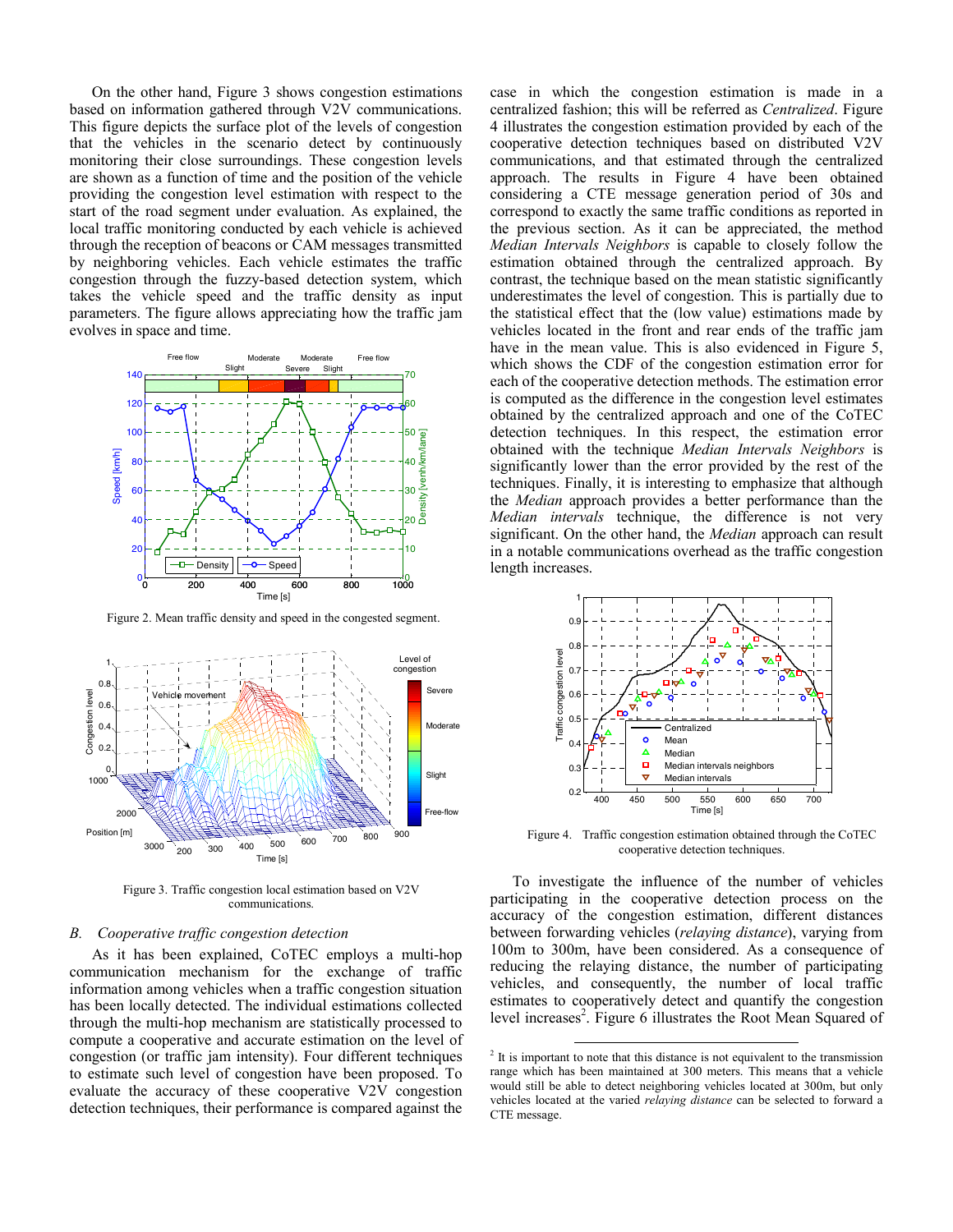On the other hand, Figure 3 shows congestion estimations based on information gathered through V2V communications. This figure depicts the surface plot of the levels of congestion that the vehicles in the scenario detect by continuously monitoring their close surroundings. These congestion levels are shown as a function of time and the position of the vehicle providing the congestion level estimation with respect to the start of the road segment under evaluation. As explained, the local traffic monitoring conducted by each vehicle is achieved through the reception of beacons or CAM messages transmitted by neighboring vehicles. Each vehicle estimates the traffic congestion through the fuzzy-based detection system, which takes the vehicle speed and the traffic density as input parameters. The figure allows appreciating how the traffic jam evolves in space and time.

Figure 2. Mean traffic density and speed in the congested segment.

Figure 3. Traffic congestion local estimation based on V2V communications.

### B. *Cooperative traffic congestion detection*

As it has been explained, CoTEC employs a multi-hop communication mechanism for the exchange of traffic information among vehicles when a traffic congestion situation has been locally detected. The individual estimations collected through the multi-hop mechanism are statistically processed to compute a cooperative and accurate estimation on the level of congestion (or traffic jam intensity). Four different techniques to estimate such level of congestion have been proposed. To evaluate the accuracy of these cooperative V2V congestion detection techniques, their performance is compared against the case in which the congestion estimation is made in a centralized fashion; this will be referred as *Centralized*. Figure 4 illustrates the congestion estimation provided by each of the cooperative detection techniques based on distributed V2V communications, and that estimated through the centralized approach. The results in Figure 4 have been obtained considering a CTE message generation period of 30s and correspond to exactly the same traffic conditions as reported in the previous section. As it can be appreciated, the method *Median Intervals Neighbors* is capable to closely follow the estimation obtained through the centralized approach. By contrast, the technique based on the mean statistic significantly underestimates the level of congestion. This is partially due to the statistical effect that the (low value) estimations made by vehicles located in the front and rear ends of the traffic jam have in the mean value. This is also evidenced in Figure 5, which shows the CDF of the congestion estimation error for each of the cooperative detection methods. The estimation error is computed as the difference in the congestion level estimates obtained by the centralized approach and one of the CoTEC detection techniques. In this respect, the estimation error obtained with the technique *Median Intervals Neighbors* is significantly lower than the error provided by the rest of the techniques. Finally, it is interesting to emphasize that although the *Median* approach provides a better performance than the *Median intervals* technique, the difference is not very significant. On the other hand, the *Median* approach can result in a notable communications overhead as the traffic congestion length increases.

Figure 4. Traffic congestion estimation obtained through the CoTEC cooperative detection techniques.

To investigate the influence of the number of vehicles participating in the cooperative detection process on the accuracy of the congestion estimation, different distances between forwarding vehicles (*relaying distance*), varying from 100m to 300m, have been considered. As a consequence of reducing the relaying distance, the number of participating vehicles, and consequently, the number of local traffic estimates to cooperatively detect and quantify the congestion level increases[2]. Figure 6 illustrates the Root Mean Squared of

[2] It is important to note that this distance is not equivalent to the transmission range which has been maintained at 300 meters. This means that a vehicle would still be able to detect neighboring vehicles located at 300m, but only vehicles located at the varied *relaying distance* can be selected to forward a CTE message.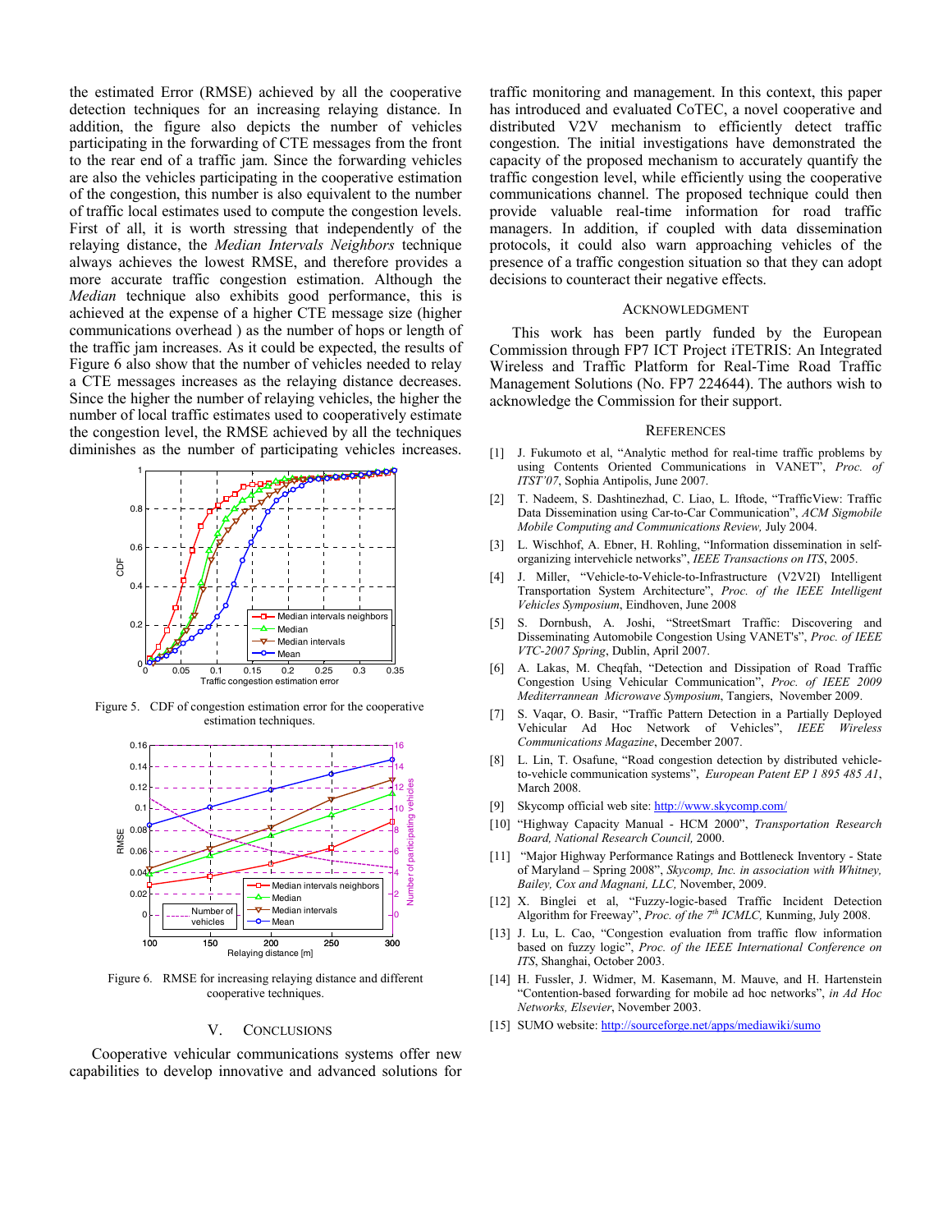the estimated Error (RMSE) achieved by all the cooperative detection techniques for an increasing relaying distance. In addition, the figure also depicts the number of vehicles participating in the forwarding of CTE messages from the front to the rear end of a traffic jam. Since the forwarding vehicles are also the vehicles participating in the cooperative estimation of the congestion, this number is also equivalent to the number of traffic local estimates used to compute the congestion levels. First of all, it is worth stressing that independently of the relaying distance, the *Median Intervals Neighbors* technique always achieves the lowest RMSE, and therefore provides a more accurate traffic congestion estimation. Although the *Median* technique also exhibits good performance, this is achieved at the expense of a higher CTE message size (higher communications overhead ) as the number of hops or length of the traffic jam increases. As it could be expected, the results of Figure 6 also show that the number of vehicles needed to relay a CTE messages increases as the relaying distance decreases. Since the higher the number of relaying vehicles, the higher the number of local traffic estimates used to cooperatively estimate the congestion level, the RMSE achieved by all the techniques diminishes as the number of participating vehicles increases.

CDF
1
0.8
0.6
0.4
0.2
0
0 0.05 0.1 0.15 0.2 0.25 0.3 0.35
Traffic congestion estimation error
Median intervals neighbors
Median
Median intervals
Mean

Figure 5. CDF of congestion estimation error for the cooperative estimation techniques.

RMSE
0.16
0.14
0.12
0.1
0.08
0.06
0.04
0.02
0
Number of participating vehicles
16
14
12
10
8
6
4
2
0
100 150 200 250 300
Relaying distance [m]
Number of vehicles
Median intervals neighbors
Median
Median intervals
Mean

Figure 6. RMSE for increasing relaying distance and different cooperative techniques.

## V. Conclusions

Cooperative vehicular communications systems offer new capabilities to develop innovative and advanced solutions for traffic monitoring and management. In this context, this paper has introduced and evaluated CoTEC, a novel cooperative and distributed V2V mechanism to efficiently detect traffic congestion. The initial investigations have demonstrated the capacity of the proposed mechanism to accurately quantify the traffic congestion level, while efficiently using the cooperative communications channel. The proposed technique could then provide valuable real-time information for road traffic managers. In addition, if coupled with data dissemination protocols, it could also warn approaching vehicles of the presence of a traffic congestion situation so that they can adopt decisions to counteract their negative effects.

## Acknowledgment

This work has been partly funded by the European Commission through FP7 ICT Project iTETRIS: An Integrated Wireless and Traffic Platform for Real-Time Road Traffic Management Solutions (No. FP7 224644). The authors wish to acknowledge the Commission for their support.

## References

[1] J. Fukumoto et al, "Analytic method for real-time traffic problems by using Contents Oriented Communications in VANET", *Proc. of ITST'07*, Sophia Antipolis, June 2007.

[2] T. Nadeem, S. Dashtinezhad, C. Liao, L. Iftode, "TrafficView: Traffic Data Dissemination using Car-to-Car Communication", *ACM Sigmobile Mobile Computing and Communications Review,* July 2004.

[3] L. Wischhof, A. Ebner, H. Rohling, "Information dissemination in self-organizing intervehicle networks", *IEEE Transactions on ITS*, 2005.

[4] J. Miller, "Vehicle-to-Vehicle-to-Infrastructure (V2V2I) Intelligent Transportation System Architecture", *Proc. of the IEEE Intelligent Vehicles Symposium*, Eindhoven, June 2008

[5] S. Dornbush, A. Joshi, "StreetSmart Traffic: Discovering and Disseminating Automobile Congestion Using VANET's", *Proc. of IEEE VTC-2007 Spring*, Dublin, April 2007.

[6] A. Lakas, M. Cheqfah, "Detection and Dissipation of Road Traffic Congestion Using Vehicular Communication", *Proc. of IEEE 2009 Mediterranean Microwave Symposium*, Tangiers, November 2009.

[7] S. Vaqar, O. Basir, "Traffic Pattern Detection in a Partially Deployed Vehicular Ad Hoc Network of Vehicles", *IEEE Wireless Communications Magazine*, December 2007.

[8] L. Lin, T. Osafune, "Road congestion detection by distributed vehicle-to-vehicle communication systems", *European Patent EP 1 895 485 A1*, March 2008.

[9] Skycomp official web site: http://www.skycomp.com/

[10] "Highway Capacity Manual - HCM 2000", *Transportation Research Board, National Research Council,* 2000.

[11] "Major Highway Performance Ratings and Bottleneck Inventory - State of Maryland – Spring 2008", *Skycomp, Inc. in association with Whitney, Bailey, Cox and Magnani, LLC,* November, 2009.

[12] X. Binglei et al, "Fuzzy-logic-based Traffic Incident Detection Algorithm for Freeway", *Proc. of the 7th ICMLC,* Kunming, July 2008.

[13] J. Lu, L. Cao, "Congestion evaluation from traffic flow information based on fuzzy logic", *Proc. of the IEEE International Conference on ITS*, Shanghai, October 2003.

[14] H. Fussler, J. Widmer, M. Kasemann, M. Mauve, and H. Hartenstein "Contention-based forwarding for mobile ad hoc networks", *in Ad Hoc Networks, Elsevier*, November 2003.

[15] SUMO website: http://sourceforge.net/apps/mediawiki/sumo